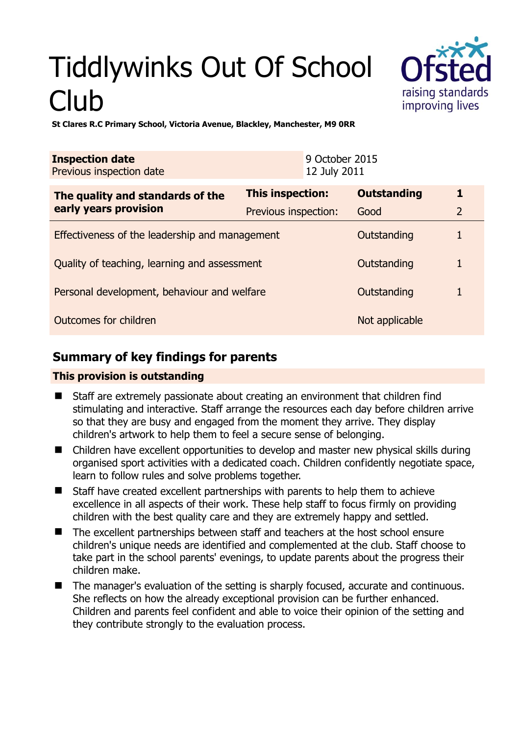# Tiddlywinks Out Of School Club

**St Clares R.C Primary School, Victoria Avenue, Blackley, Manchester, M9 0RR**

| **Inspection date** | 9 October 2015 |
|---|---|
| Previous inspection date | 12 July 2011 |

| **The quality and standards of the early years provision** | **This inspection:** | **Outstanding** | **1** |
|---|---|---|---|
| | Previous inspection: | Good | 2 |
| Effectiveness of the leadership and management | | Outstanding | 1 |
| Quality of teaching, learning and assessment | | Outstanding | 1 |
| Personal development, behaviour and welfare | | Outstanding | 1 |
| Outcomes for children | | Not applicable | |

## Summary of key findings for parents

**This provision is outstanding**

- Staff are extremely passionate about creating an environment that children find stimulating and interactive. Staff arrange the resources each day before children arrive so that they are busy and engaged from the moment they arrive. They display children's artwork to help them to feel a secure sense of belonging.
- Children have excellent opportunities to develop and master new physical skills during organised sport activities with a dedicated coach. Children confidently negotiate space, learn to follow rules and solve problems together.
- Staff have created excellent partnerships with parents to help them to achieve excellence in all aspects of their work. These help staff to focus firmly on providing children with the best quality care and they are extremely happy and settled.
- The excellent partnerships between staff and teachers at the host school ensure children's unique needs are identified and complemented at the club. Staff choose to take part in the school parents' evenings, to update parents about the progress their children make.
- The manager's evaluation of the setting is sharply focused, accurate and continuous. She reflects on how the already exceptional provision can be further enhanced. Children and parents feel confident and able to voice their opinion of the setting and they contribute strongly to the evaluation process.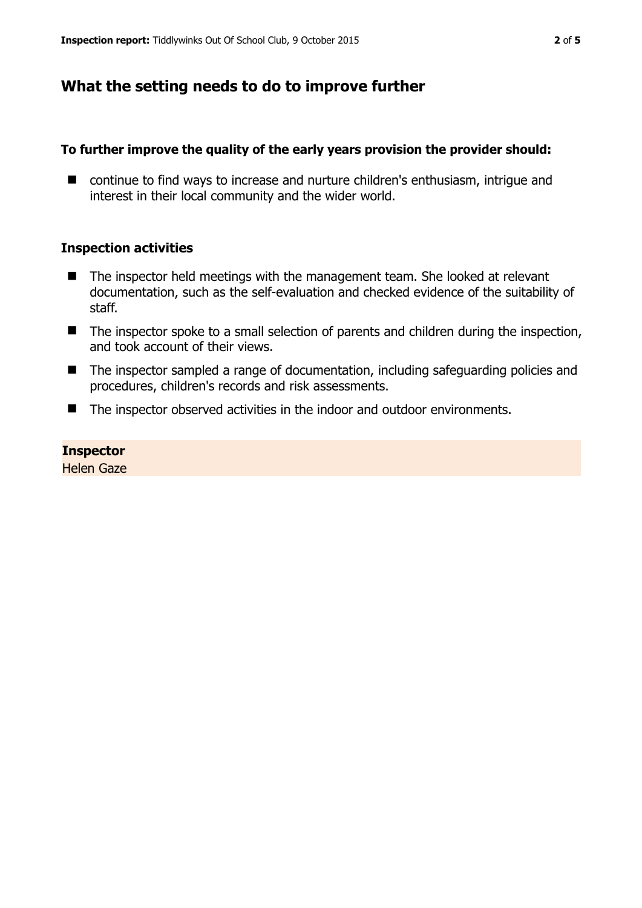## What the setting needs to do to improve further

**To further improve the quality of the early years provision the provider should:**

- continue to find ways to increase and nurture children's enthusiasm, intrigue and interest in their local community and the wider world.

### Inspection activities

- The inspector held meetings with the management team. She looked at relevant documentation, such as the self-evaluation and checked evidence of the suitability of staff.
- The inspector spoke to a small selection of parents and children during the inspection, and took account of their views.
- The inspector sampled a range of documentation, including safeguarding policies and procedures, children's records and risk assessments.
- The inspector observed activities in the indoor and outdoor environments.

**Inspector**
Helen Gaze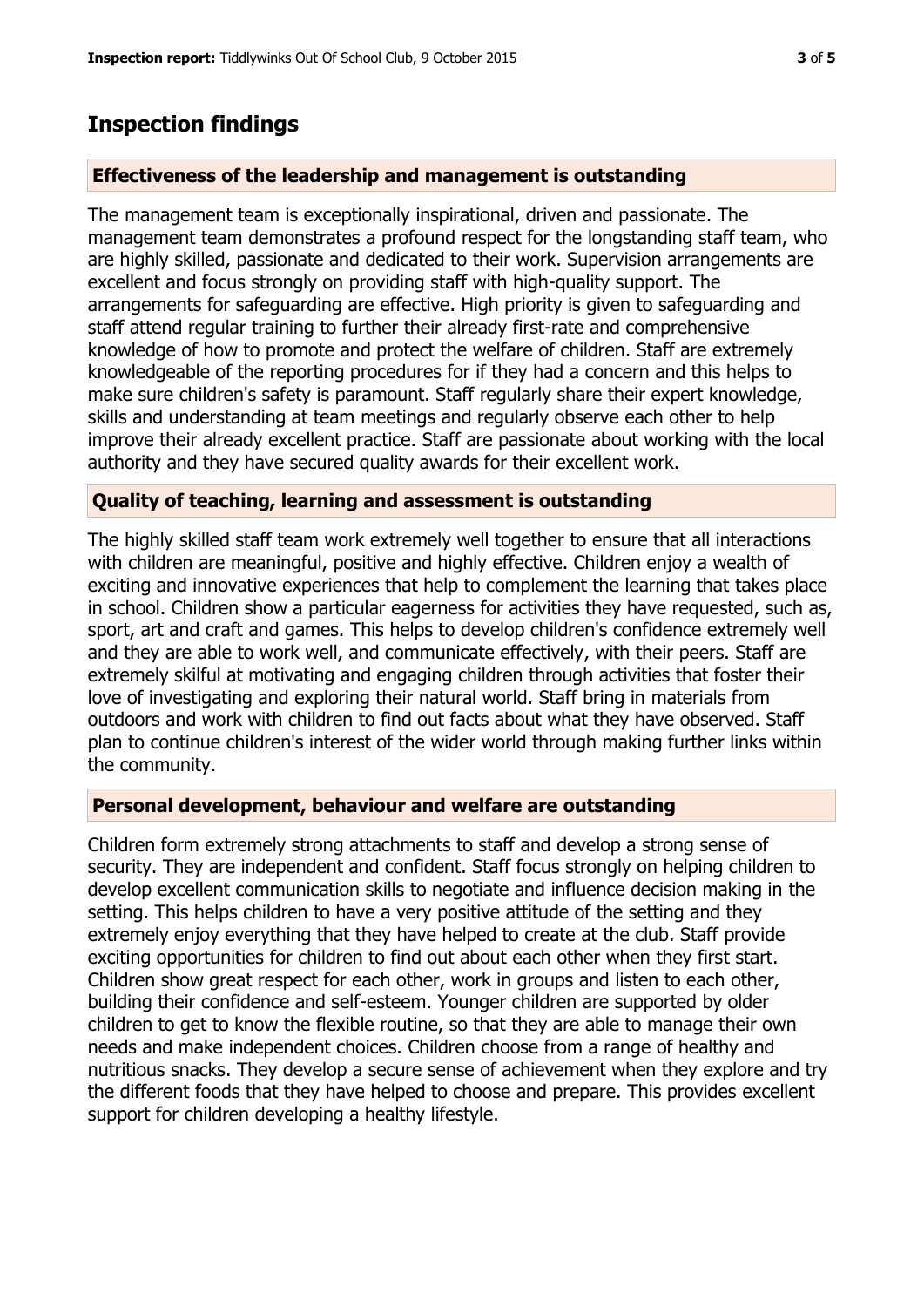## Inspection findings

### Effectiveness of the leadership and management is outstanding

The management team is exceptionally inspirational, driven and passionate. The management team demonstrates a profound respect for the longstanding staff team, who are highly skilled, passionate and dedicated to their work. Supervision arrangements are excellent and focus strongly on providing staff with high-quality support. The arrangements for safeguarding are effective. High priority is given to safeguarding and staff attend regular training to further their already first-rate and comprehensive knowledge of how to promote and protect the welfare of children. Staff are extremely knowledgeable of the reporting procedures for if they had a concern and this helps to make sure children's safety is paramount. Staff regularly share their expert knowledge, skills and understanding at team meetings and regularly observe each other to help improve their already excellent practice. Staff are passionate about working with the local authority and they have secured quality awards for their excellent work.

### Quality of teaching, learning and assessment is outstanding

The highly skilled staff team work extremely well together to ensure that all interactions with children are meaningful, positive and highly effective. Children enjoy a wealth of exciting and innovative experiences that help to complement the learning that takes place in school. Children show a particular eagerness for activities they have requested, such as, sport, art and craft and games. This helps to develop children's confidence extremely well and they are able to work well, and communicate effectively, with their peers. Staff are extremely skilful at motivating and engaging children through activities that foster their love of investigating and exploring their natural world. Staff bring in materials from outdoors and work with children to find out facts about what they have observed. Staff plan to continue children's interest of the wider world through making further links within the community.

### Personal development, behaviour and welfare are outstanding

Children form extremely strong attachments to staff and develop a strong sense of security. They are independent and confident. Staff focus strongly on helping children to develop excellent communication skills to negotiate and influence decision making in the setting. This helps children to have a very positive attitude of the setting and they extremely enjoy everything that they have helped to create at the club. Staff provide exciting opportunities for children to find out about each other when they first start. Children show great respect for each other, work in groups and listen to each other, building their confidence and self-esteem. Younger children are supported by older children to get to know the flexible routine, so that they are able to manage their own needs and make independent choices. Children choose from a range of healthy and nutritious snacks. They develop a secure sense of achievement when they explore and try the different foods that they have helped to choose and prepare. This provides excellent support for children developing a healthy lifestyle.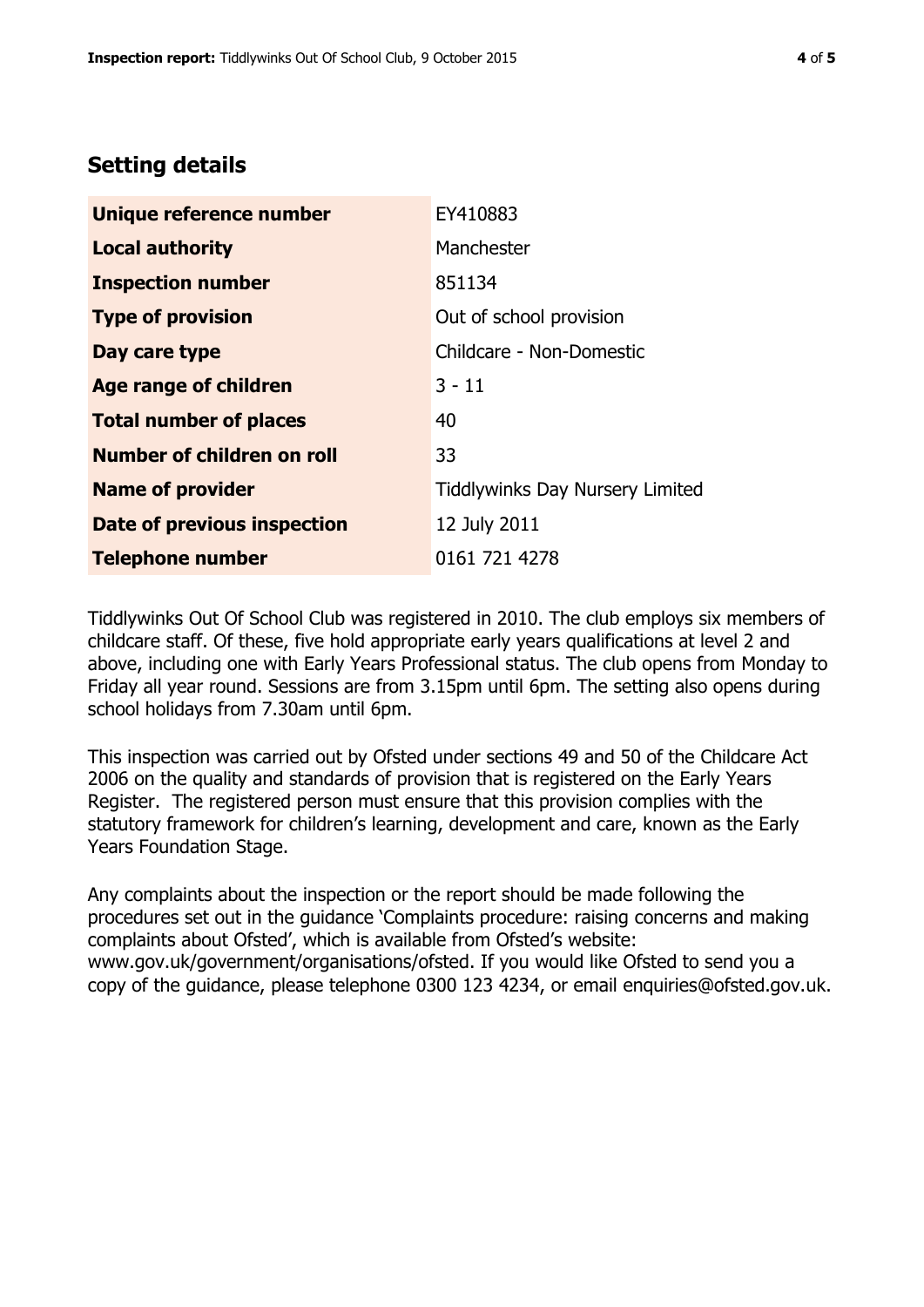## Setting details

| | |
|---|---|
| **Unique reference number** | EY410883 |
| **Local authority** | Manchester |
| **Inspection number** | 851134 |
| **Type of provision** | Out of school provision |
| **Day care type** | Childcare - Non-Domestic |
| **Age range of children** | 3 - 11 |
| **Total number of places** | 40 |
| **Number of children on roll** | 33 |
| **Name of provider** | Tiddlywinks Day Nursery Limited |
| **Date of previous inspection** | 12 July 2011 |
| **Telephone number** | 0161 721 4278 |

Tiddlywinks Out Of School Club was registered in 2010. The club employs six members of childcare staff. Of these, five hold appropriate early years qualifications at level 2 and above, including one with Early Years Professional status. The club opens from Monday to Friday all year round. Sessions are from 3.15pm until 6pm. The setting also opens during school holidays from 7.30am until 6pm.

This inspection was carried out by Ofsted under sections 49 and 50 of the Childcare Act 2006 on the quality and standards of provision that is registered on the Early Years Register. The registered person must ensure that this provision complies with the statutory framework for children's learning, development and care, known as the Early Years Foundation Stage.

Any complaints about the inspection or the report should be made following the procedures set out in the guidance 'Complaints procedure: raising concerns and making complaints about Ofsted', which is available from Ofsted's website: www.gov.uk/government/organisations/ofsted. If you would like Ofsted to send you a copy of the guidance, please telephone 0300 123 4234, or email enquiries@ofsted.gov.uk.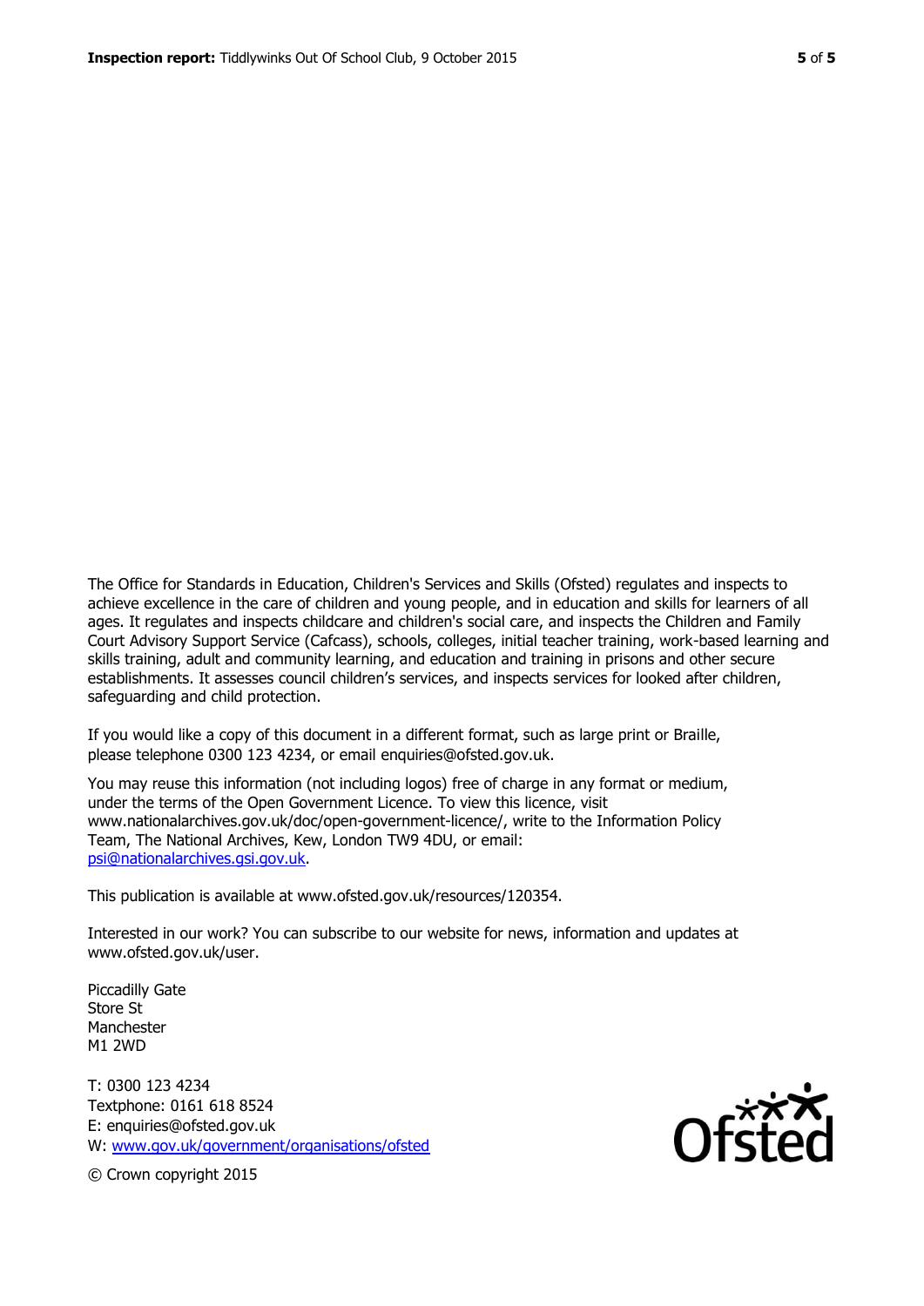The Office for Standards in Education, Children's Services and Skills (Ofsted) regulates and inspects to achieve excellence in the care of children and young people, and in education and skills for learners of all ages. It regulates and inspects childcare and children's social care, and inspects the Children and Family Court Advisory Support Service (Cafcass), schools, colleges, initial teacher training, work-based learning and skills training, adult and community learning, and education and training in prisons and other secure establishments. It assesses council children's services, and inspects services for looked after children, safeguarding and child protection.

If you would like a copy of this document in a different format, such as large print or Braille, please telephone 0300 123 4234, or email enquiries@ofsted.gov.uk.

You may reuse this information (not including logos) free of charge in any format or medium, under the terms of the Open Government Licence. To view this licence, visit www.nationalarchives.gov.uk/doc/open-government-licence/, write to the Information Policy Team, The National Archives, Kew, London TW9 4DU, or email: psi@nationalarchives.gsi.gov.uk.

This publication is available at www.ofsted.gov.uk/resources/120354.

Interested in our work? You can subscribe to our website for news, information and updates at www.ofsted.gov.uk/user.

Piccadilly Gate
Store St
Manchester
M1 2WD

T: 0300 123 4234
Textphone: 0161 618 8524
E: enquiries@ofsted.gov.uk
W: www.gov.uk/government/organisations/ofsted

© Crown copyright 2015